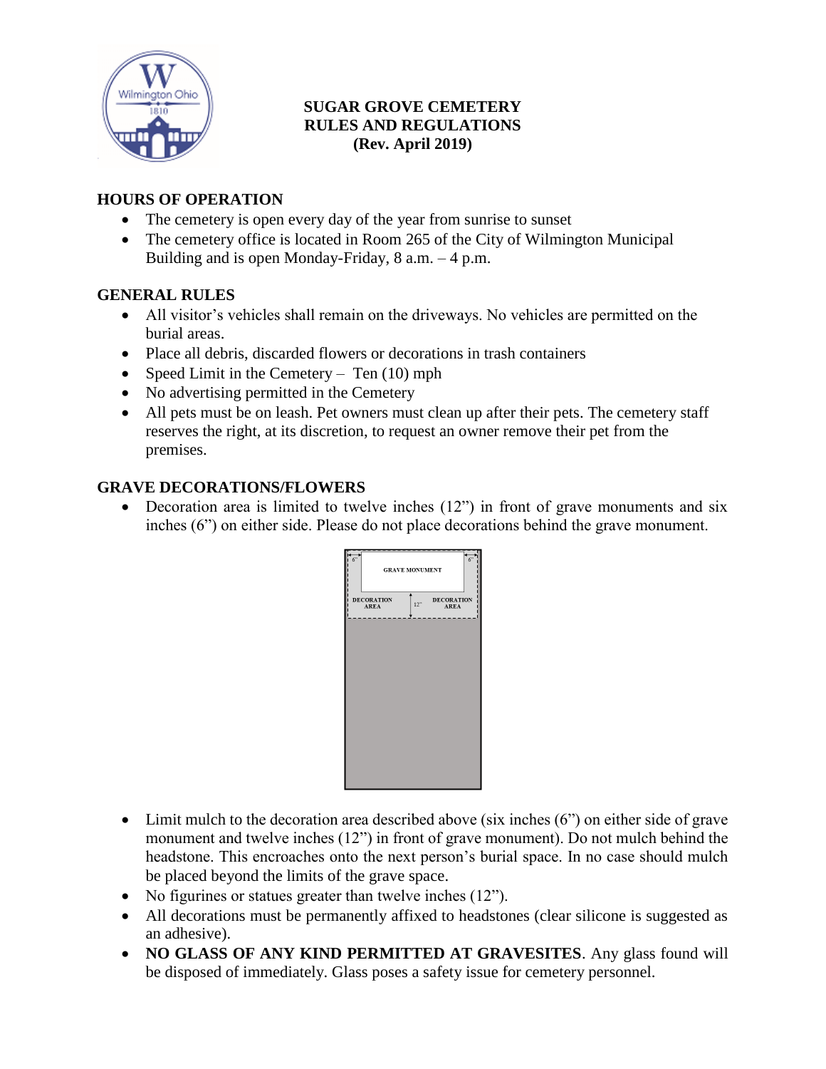# SUGAR GROVE CEMETERY RULES AND REGULATIONS (Rev. April 2019)

## HOURS OF OPERATION

- The cemetery is open every day of the year from sunrise to sunset
- The cemetery office is located in Room 265 of the City of Wilmington Municipal Building and is open Monday-Friday, 8 a.m. – 4 p.m.

## GENERAL RULES

- All visitor's vehicles shall remain on the driveways. No vehicles are permitted on the burial areas.
- Place all debris, discarded flowers or decorations in trash containers
- Speed Limit in the Cemetery – Ten (10) mph
- No advertising permitted in the Cemetery
- All pets must be on leash. Pet owners must clean up after their pets. The cemetery staff reserves the right, at its discretion, to request an owner remove their pet from the premises.

## GRAVE DECORATIONS/FLOWERS

- Decoration area is limited to twelve inches (12") in front of grave monuments and six inches (6") on either side. Please do not place decorations behind the grave monument.

6" GRAVE MONUMENT 6"

DECORATION AREA 12" DECORATION AREA

- Limit mulch to the decoration area described above (six inches (6") on either side of grave monument and twelve inches (12") in front of grave monument). Do not mulch behind the headstone. This encroaches onto the next person's burial space. In no case should mulch be placed beyond the limits of the grave space.
- No figurines or statues greater than twelve inches (12").
- All decorations must be permanently affixed to headstones (clear silicone is suggested as an adhesive).
- **NO GLASS OF ANY KIND PERMITTED AT GRAVESITES**. Any glass found will be disposed of immediately. Glass poses a safety issue for cemetery personnel.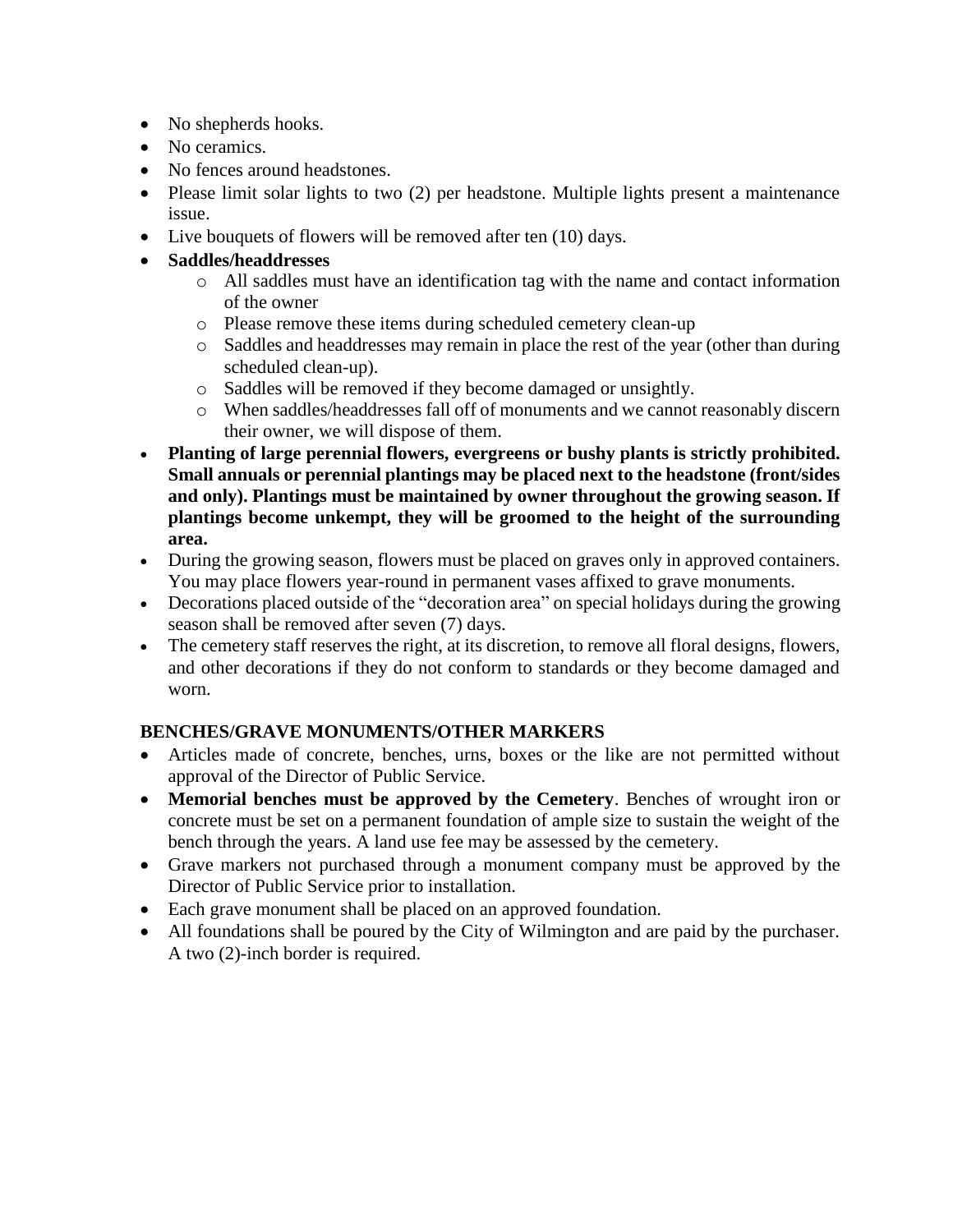- No shepherds hooks.
- No ceramics.
- No fences around headstones.
- Please limit solar lights to two (2) per headstone. Multiple lights present a maintenance issue.
- Live bouquets of flowers will be removed after ten (10) days.
- **Saddles/headdresses**
  - All saddles must have an identification tag with the name and contact information of the owner
  - Please remove these items during scheduled cemetery clean-up
  - Saddles and headdresses may remain in place the rest of the year (other than during scheduled clean-up).
  - Saddles will be removed if they become damaged or unsightly.
  - When saddles/headdresses fall off of monuments and we cannot reasonably discern their owner, we will dispose of them.
- **Planting of large perennial flowers, evergreens or bushy plants is strictly prohibited. Small annuals or perennial plantings may be placed next to the headstone (front/sides and only). Plantings must be maintained by owner throughout the growing season. If plantings become unkempt, they will be groomed to the height of the surrounding area.**
- During the growing season, flowers must be placed on graves only in approved containers. You may place flowers year-round in permanent vases affixed to grave monuments.
- Decorations placed outside of the "decoration area" on special holidays during the growing season shall be removed after seven (7) days.
- The cemetery staff reserves the right, at its discretion, to remove all floral designs, flowers, and other decorations if they do not conform to standards or they become damaged and worn.

**BENCHES/GRAVE MONUMENTS/OTHER MARKERS**

- Articles made of concrete, benches, urns, boxes or the like are not permitted without approval of the Director of Public Service.
- **Memorial benches must be approved by the Cemetery**. Benches of wrought iron or concrete must be set on a permanent foundation of ample size to sustain the weight of the bench through the years. A land use fee may be assessed by the cemetery.
- Grave markers not purchased through a monument company must be approved by the Director of Public Service prior to installation.
- Each grave monument shall be placed on an approved foundation.
- All foundations shall be poured by the City of Wilmington and are paid by the purchaser. A two (2)-inch border is required.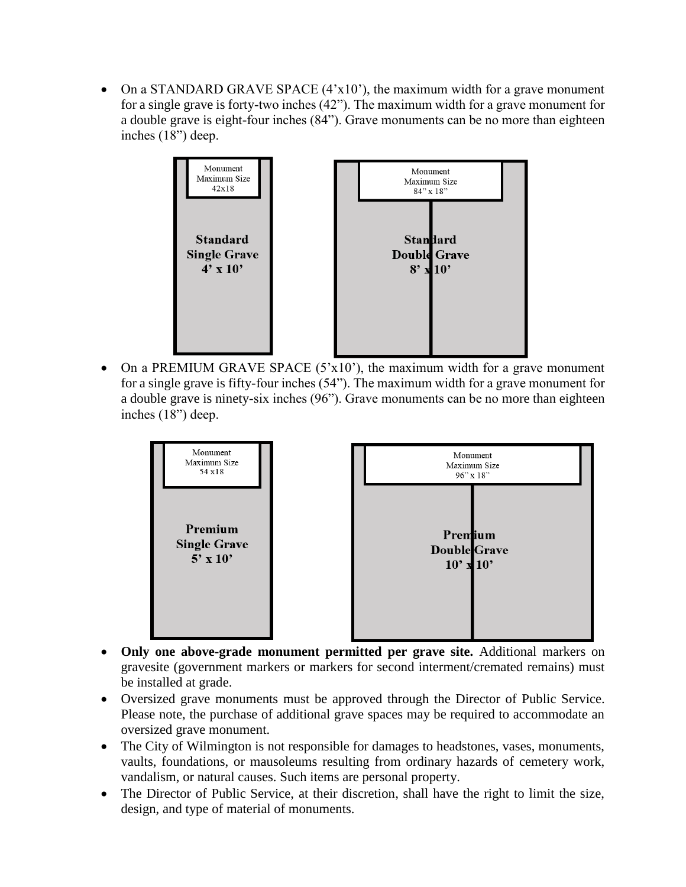- On a STANDARD GRAVE SPACE (4'x10'), the maximum width for a grave monument for a single grave is forty-two inches (42"). The maximum width for a grave monument for a double grave is eight-four inches (84"). Grave monuments can be no more than eighteen inches (18") deep.

Monument
Maximum Size
42x18

Standard
Single Grave
4' x 10'

Monument
Maximum Size
84" x 18"

Standard
Double Grave
8' x 10'

- On a PREMIUM GRAVE SPACE (5'x10'), the maximum width for a grave monument for a single grave is fifty-four inches (54"). The maximum width for a grave monument for a double grave is ninety-six inches (96"). Grave monuments can be no more than eighteen inches (18") deep.

Monument
Maximum Size
54 x18

Premium
Single Grave
5' x 10'

Monument
Maximum Size
96" x 18"

Premium
Double Grave
10' x 10'

- **Only one above-grade monument permitted per grave site.** Additional markers on gravesite (government markers or markers for second interment/cremated remains) must be installed at grade.
- Oversized grave monuments must be approved through the Director of Public Service. Please note, the purchase of additional grave spaces may be required to accommodate an oversized grave monument.
- The City of Wilmington is not responsible for damages to headstones, vases, monuments, vaults, foundations, or mausoleums resulting from ordinary hazards of cemetery work, vandalism, or natural causes. Such items are personal property.
- The Director of Public Service, at their discretion, shall have the right to limit the size, design, and type of material of monuments.